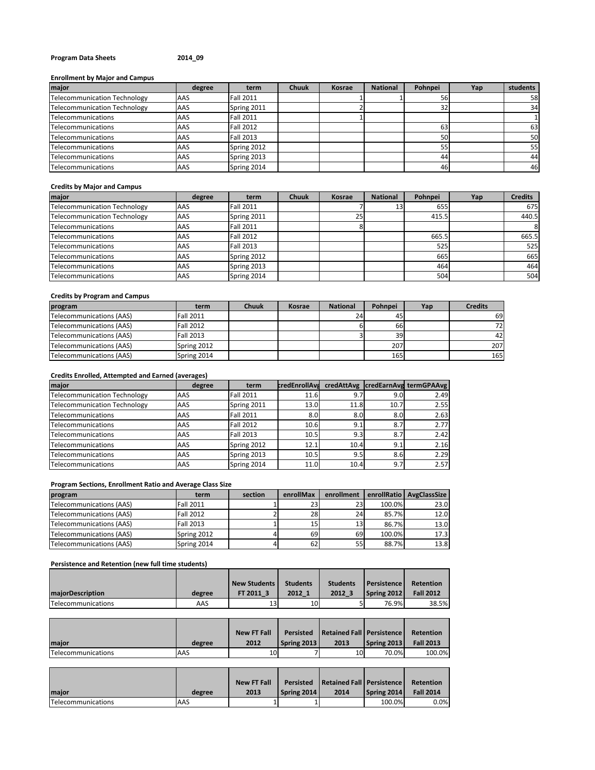**Program Data Sheets** **2014_09**

**Enrollment by Major and Campus**

| major | degree | term | Chuuk | Kosrae | National | Pohnpei | Yap | students |
|---|---|---|---|---|---|---|---|---|
| Telecommunication Technology | AAS | Fall 2011 | | 1 | 1 | 56 | | 58 |
| Telecommunication Technology | AAS | Spring 2011 | | 2 | | 32 | | 34 |
| Telecommunications | AAS | Fall 2011 | | 1 | | | | 1 |
| Telecommunications | AAS | Fall 2012 | | | | 63 | | 63 |
| Telecommunications | AAS | Fall 2013 | | | | 50 | | 50 |
| Telecommunications | AAS | Spring 2012 | | | | 55 | | 55 |
| Telecommunications | AAS | Spring 2013 | | | | 44 | | 44 |
| Telecommunications | AAS | Spring 2014 | | | | 46 | | 46 |

**Credits by Major and Campus**

| major | degree | term | Chuuk | Kosrae | National | Pohnpei | Yap | Credits |
|---|---|---|---|---|---|---|---|---|
| Telecommunication Technology | AAS | Fall 2011 | | 7 | 13 | 655 | | 675 |
| Telecommunication Technology | AAS | Spring 2011 | | 25 | | 415.5 | | 440.5 |
| Telecommunications | AAS | Fall 2011 | | 8 | | | | 8 |
| Telecommunications | AAS | Fall 2012 | | | | 665.5 | | 665.5 |
| Telecommunications | AAS | Fall 2013 | | | | 525 | | 525 |
| Telecommunications | AAS | Spring 2012 | | | | 665 | | 665 |
| Telecommunications | AAS | Spring 2013 | | | | 464 | | 464 |
| Telecommunications | AAS | Spring 2014 | | | | 504 | | 504 |

**Credits by Program and Campus**

| program | term | Chuuk | Kosrae | National | Pohnpei | Yap | Credits |
|---|---|---|---|---|---|---|---|
| Telecommunications (AAS) | Fall 2011 | | | 24 | 45 | | 69 |
| Telecommunications (AAS) | Fall 2012 | | | 6 | 66 | | 72 |
| Telecommunications (AAS) | Fall 2013 | | | 3 | 39 | | 42 |
| Telecommunications (AAS) | Spring 2012 | | | | 207 | | 207 |
| Telecommunications (AAS) | Spring 2014 | | | | 165 | | 165 |

**Credits Enrolled, Attempted and Earned (averages)**

| major | degree | term | credEnrollAvg | credAttAvg | credEarnAvg | termGPAAvg |
|---|---|---|---|---|---|---|
| Telecommunication Technology | AAS | Fall 2011 | 11.6 | 9.7 | 9.0 | 2.49 |
| Telecommunication Technology | AAS | Spring 2011 | 13.0 | 11.8 | 10.7 | 2.55 |
| Telecommunications | AAS | Fall 2011 | 8.0 | 8.0 | 8.0 | 2.63 |
| Telecommunications | AAS | Fall 2012 | 10.6 | 9.1 | 8.7 | 2.77 |
| Telecommunications | AAS | Fall 2013 | 10.5 | 9.3 | 8.7 | 2.42 |
| Telecommunications | AAS | Spring 2012 | 12.1 | 10.4 | 9.1 | 2.16 |
| Telecommunications | AAS | Spring 2013 | 10.5 | 9.5 | 8.6 | 2.29 |
| Telecommunications | AAS | Spring 2014 | 11.0 | 10.4 | 9.7 | 2.57 |

**Program Sections, Enrollment Ratio and Average Class Size**

| program | term | section | enrollMax | enrollment | enrollRatio | AvgClassSize |
|---|---|---|---|---|---|---|
| Telecommunications (AAS) | Fall 2011 | 1 | 23 | 23 | 100.0% | 23.0 |
| Telecommunications (AAS) | Fall 2012 | 2 | 28 | 24 | 85.7% | 12.0 |
| Telecommunications (AAS) | Fall 2013 | 1 | 15 | 13 | 86.7% | 13.0 |
| Telecommunications (AAS) | Spring 2012 | 4 | 69 | 69 | 100.0% | 17.3 |
| Telecommunications (AAS) | Spring 2014 | 4 | 62 | 55 | 88.7% | 13.8 |

**Persistence and Retention (new full time students)**

| majorDescription | degree | New Students FT 2011_3 | Students 2012_1 | Students 2012_3 | Persistence Spring 2012 | Retention Fall 2012 |
|---|---|---|---|---|---|---|
| Telecommunications | AAS | 13 | 10 | 5 | 76.9% | 38.5% |

| major | degree | New FT Fall 2012 | Persisted Spring 2013 | Retained Fall 2013 | Persistence Spring 2013 | Retention Fall 2013 |
|---|---|---|---|---|---|---|
| Telecommunications | AAS | 10 | 7 | 10 | 70.0% | 100.0% |

| major | degree | New FT Fall 2013 | Persisted Spring 2014 | Retained Fall 2014 | Persistence Spring 2014 | Retention Fall 2014 |
|---|---|---|---|---|---|---|
| Telecommunications | AAS | 1 | 1 | | 100.0% | 0.0% |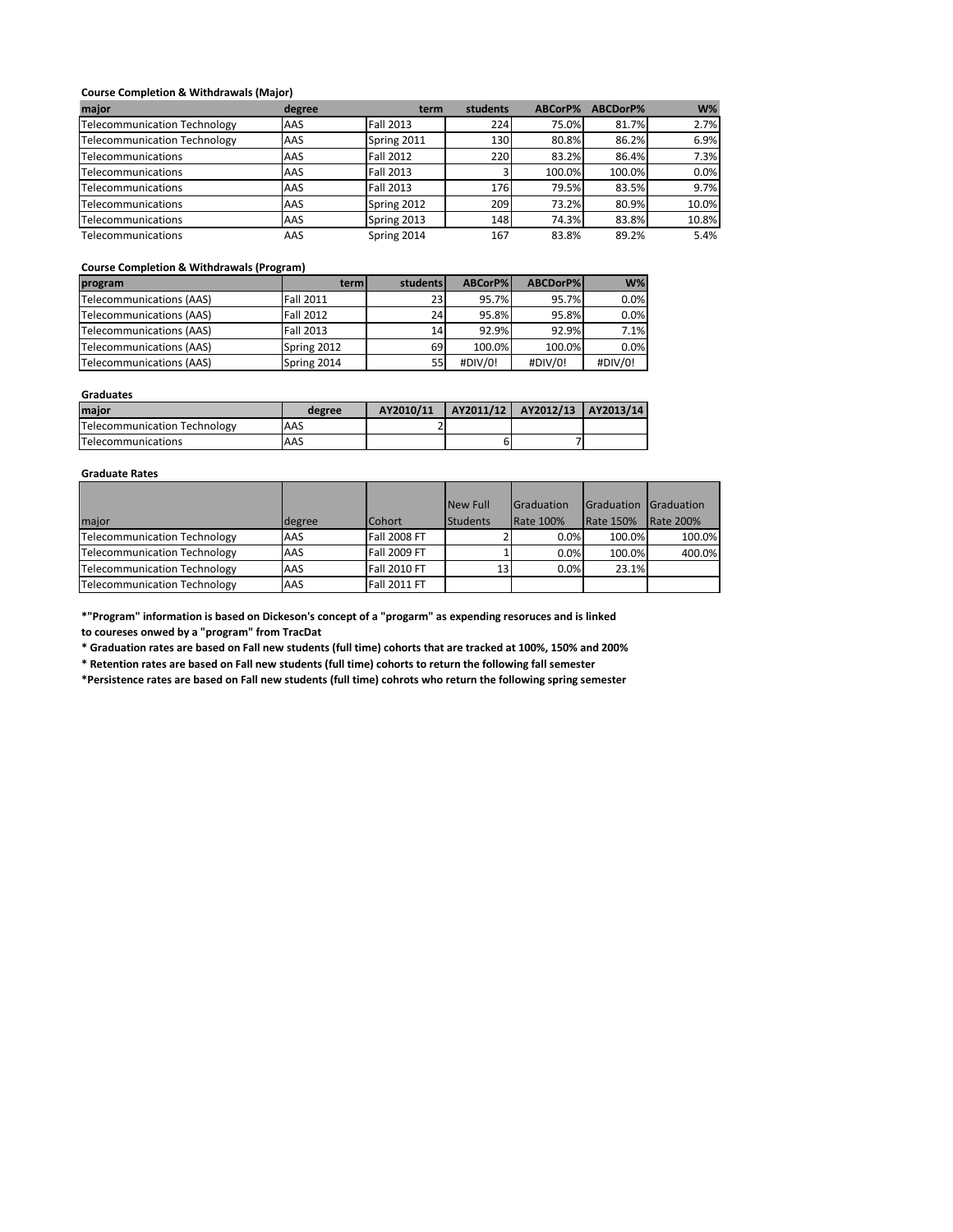**Course Completion & Withdrawals (Major)**

| major | degree | term | students | ABCorP% | ABCDorP% | W% |
|---|---|---|---|---|---|---|
| Telecommunication Technology | AAS | Fall 2013 | 224 | 75.0% | 81.7% | 2.7% |
| Telecommunication Technology | AAS | Spring 2011 | 130 | 80.8% | 86.2% | 6.9% |
| Telecommunications | AAS | Fall 2012 | 220 | 83.2% | 86.4% | 7.3% |
| Telecommunications | AAS | Fall 2013 | 3 | 100.0% | 100.0% | 0.0% |
| Telecommunications | AAS | Fall 2013 | 176 | 79.5% | 83.5% | 9.7% |
| Telecommunications | AAS | Spring 2012 | 209 | 73.2% | 80.9% | 10.0% |
| Telecommunications | AAS | Spring 2013 | 148 | 74.3% | 83.8% | 10.8% |
| Telecommunications | AAS | Spring 2014 | 167 | 83.8% | 89.2% | 5.4% |

**Course Completion & Withdrawals (Program)**

| program | term | students | ABCorP% | ABCDorP% | W% |
|---|---|---|---|---|---|
| Telecommunications (AAS) | Fall 2011 | 23 | 95.7% | 95.7% | 0.0% |
| Telecommunications (AAS) | Fall 2012 | 24 | 95.8% | 95.8% | 0.0% |
| Telecommunications (AAS) | Fall 2013 | 14 | 92.9% | 92.9% | 7.1% |
| Telecommunications (AAS) | Spring 2012 | 69 | 100.0% | 100.0% | 0.0% |
| Telecommunications (AAS) | Spring 2014 | 55 | #DIV/0! | #DIV/0! | #DIV/0! |

**Graduates**

| major | degree | AY2010/11 | AY2011/12 | AY2012/13 | AY2013/14 |
|---|---|---|---|---|---|
| Telecommunication Technology | AAS | 2 | | | |
| Telecommunications | AAS | | 6 | 7 | |

**Graduate Rates**

| major | degree | Cohort | New Full Students | Graduation Rate 100% | Graduation Rate 150% | Graduation Rate 200% |
|---|---|---|---|---|---|---|
| Telecommunication Technology | AAS | Fall 2008 FT | 2 | 0.0% | 100.0% | 100.0% |
| Telecommunication Technology | AAS | Fall 2009 FT | 1 | 0.0% | 100.0% | 400.0% |
| Telecommunication Technology | AAS | Fall 2010 FT | 13 | 0.0% | 23.1% | |
| Telecommunication Technology | AAS | Fall 2011 FT | | | | |

**\*"Program" information is based on Dickeson's concept of a "progarm" as expending resoruces and is linked to coureses onwed by a "program" from TracDat**

**\* Graduation rates are based on Fall new students (full time) cohorts that are tracked at 100%, 150% and 200%**

**\* Retention rates are based on Fall new students (full time) cohorts to return the following fall semester**

**\*Persistence rates are based on Fall new students (full time) cohrots who return the following spring semester**